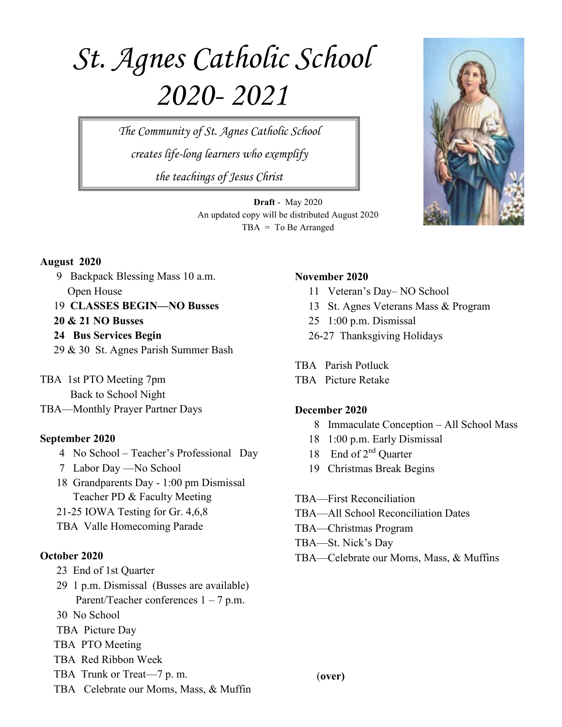# *St. Agnes Catholic School 2020- 2021*

*The Community of St. Agnes Catholic School creates life-long learners who exemplify the teachings of Jesus Christ*

**Draft** - May 2020
An updated copy will be distributed August 2020
TBA = To Be Arranged

**August 2020**

- 9 Backpack Blessing Mass 10 a.m. Open House
- 19 **CLASSES BEGIN—NO Busses**
- **20 & 21 NO Busses**
- **24 Bus Services Begin**
- 29 & 30 St. Agnes Parish Summer Bash

TBA 1st PTO Meeting 7pm
Back to School Night
TBA—Monthly Prayer Partner Days

**September 2020**

- 4 No School – Teacher's Professional Day
- 7 Labor Day —No School
- 18 Grandparents Day - 1:00 pm Dismissal
  Teacher PD & Faculty Meeting
- 21-25 IOWA Testing for Gr. 4,6,8
- TBA Valle Homecoming Parade

**October 2020**

- 23 End of 1st Quarter
- 29 1 p.m. Dismissal (Busses are available)
  Parent/Teacher conferences 1 – 7 p.m.
- 30 No School
- TBA Picture Day
- TBA PTO Meeting
- TBA Red Ribbon Week
- TBA Trunk or Treat—7 p. m.
- TBA Celebrate our Moms, Mass, & Muffin

**November 2020**

- 11 Veteran's Day– NO School
- 13 St. Agnes Veterans Mass & Program
- 25 1:00 p.m. Dismissal
- 26-27 Thanksgiving Holidays

TBA Parish Potluck
TBA Picture Retake

**December 2020**

- 8 Immaculate Conception – All School Mass
- 18 1:00 p.m. Early Dismissal
- 18 End of 2nd Quarter
- 19 Christmas Break Begins

TBA—First Reconciliation
TBA—All School Reconciliation Dates
TBA—Christmas Program
TBA—St. Nick's Day
TBA—Celebrate our Moms, Mass, & Muffins

(**over**)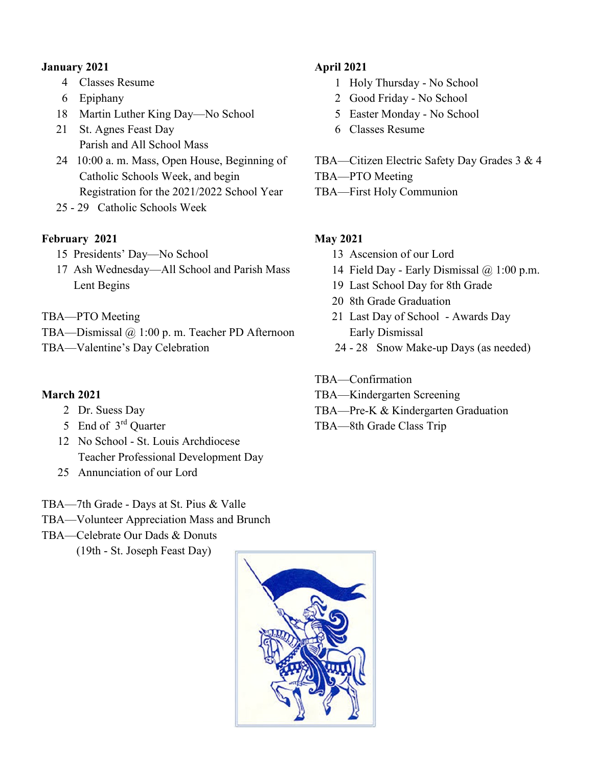**January 2021**

- 4 Classes Resume
- 6 Epiphany
- 18 Martin Luther King Day—No School
- 21 St. Agnes Feast Day
  Parish and All School Mass
- 24 10:00 a. m. Mass, Open House, Beginning of Catholic Schools Week, and begin Registration for the 2021/2022 School Year
- 25 - 29 Catholic Schools Week

**February 2021**

- 15 Presidents' Day—No School
- 17 Ash Wednesday—All School and Parish Mass
  Lent Begins

TBA—PTO Meeting
TBA—Dismissal @ 1:00 p. m. Teacher PD Afternoon
TBA—Valentine's Day Celebration

**March 2021**

- 2 Dr. Suess Day
- 5 End of 3rd Quarter
- 12 No School - St. Louis Archdiocese
  Teacher Professional Development Day
- 25 Annunciation of our Lord

TBA—7th Grade - Days at St. Pius & Valle
TBA—Volunteer Appreciation Mass and Brunch
TBA—Celebrate Our Dads & Donuts
(19th - St. Joseph Feast Day)

**April 2021**

- 1 Holy Thursday - No School
- 2 Good Friday - No School
- 5 Easter Monday - No School
- 6 Classes Resume

TBA—Citizen Electric Safety Day Grades 3 & 4
TBA—PTO Meeting
TBA—First Holy Communion

**May 2021**

- 13 Ascension of our Lord
- 14 Field Day - Early Dismissal @ 1:00 p.m.
- 19 Last School Day for 8th Grade
- 20 8th Grade Graduation
- 21 Last Day of School - Awards Day
  Early Dismissal
- 24 - 28 Snow Make-up Days (as needed)

TBA—Confirmation
TBA—Kindergarten Screening
TBA—Pre-K & Kindergarten Graduation
TBA—8th Grade Class Trip